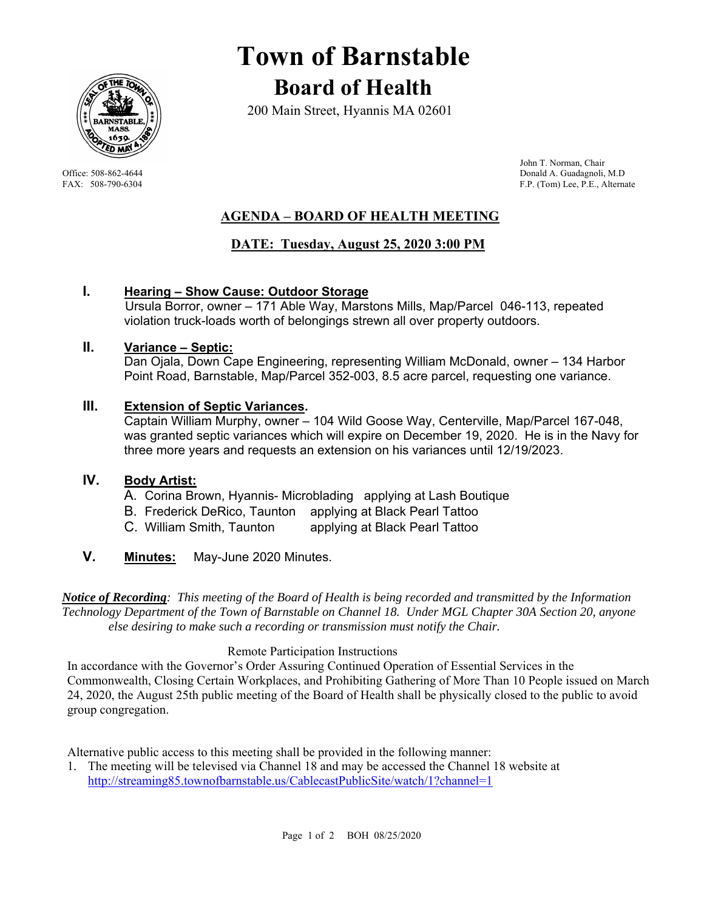# Town of Barnstable

## Board of Health

200 Main Street, Hyannis MA 02601

Office: 508-862-4644
FAX: 508-790-6304

John T. Norman, Chair
Donald A. Guadagnoli, M.D
F.P. (Tom) Lee, P.E., Alternate

## AGENDA – BOARD OF HEALTH MEETING

### DATE: Tuesday, August 25, 2020 3:00 PM

**I. Hearing – Show Cause: Outdoor Storage**
Ursula Borror, owner – 171 Able Way, Marstons Mills, Map/Parcel 046-113, repeated violation truck-loads worth of belongings strewn all over property outdoors.

**II. Variance – Septic:**
Dan Ojala, Down Cape Engineering, representing William McDonald, owner – 134 Harbor Point Road, Barnstable, Map/Parcel 352-003, 8.5 acre parcel, requesting one variance.

**III. Extension of Septic Variances.**
Captain William Murphy, owner – 104 Wild Goose Way, Centerville, Map/Parcel 167-048, was granted septic variances which will expire on December 19, 2020. He is in the Navy for three more years and requests an extension on his variances until 12/19/2023.

**IV. Body Artist:**

A. Corina Brown, Hyannis- Microblading applying at Lash Boutique
B. Frederick DeRico, Taunton applying at Black Pearl Tattoo
C. William Smith, Taunton applying at Black Pearl Tattoo

**V. Minutes:** May-June 2020 Minutes.

***Notice of Recording**: This meeting of the Board of Health is being recorded and transmitted by the Information Technology Department of the Town of Barnstable on Channel 18. Under MGL Chapter 30A Section 20, anyone else desiring to make such a recording or transmission must notify the Chair.*

Remote Participation Instructions

In accordance with the Governor's Order Assuring Continued Operation of Essential Services in the Commonwealth, Closing Certain Workplaces, and Prohibiting Gathering of More Than 10 People issued on March 24, 2020, the August 25th public meeting of the Board of Health shall be physically closed to the public to avoid group congregation.

Alternative public access to this meeting shall be provided in the following manner:

1. The meeting will be televised via Channel 18 and may be accessed the Channel 18 website at http://streaming85.townofbarnstable.us/CablecastPublicSite/watch/1?channel=1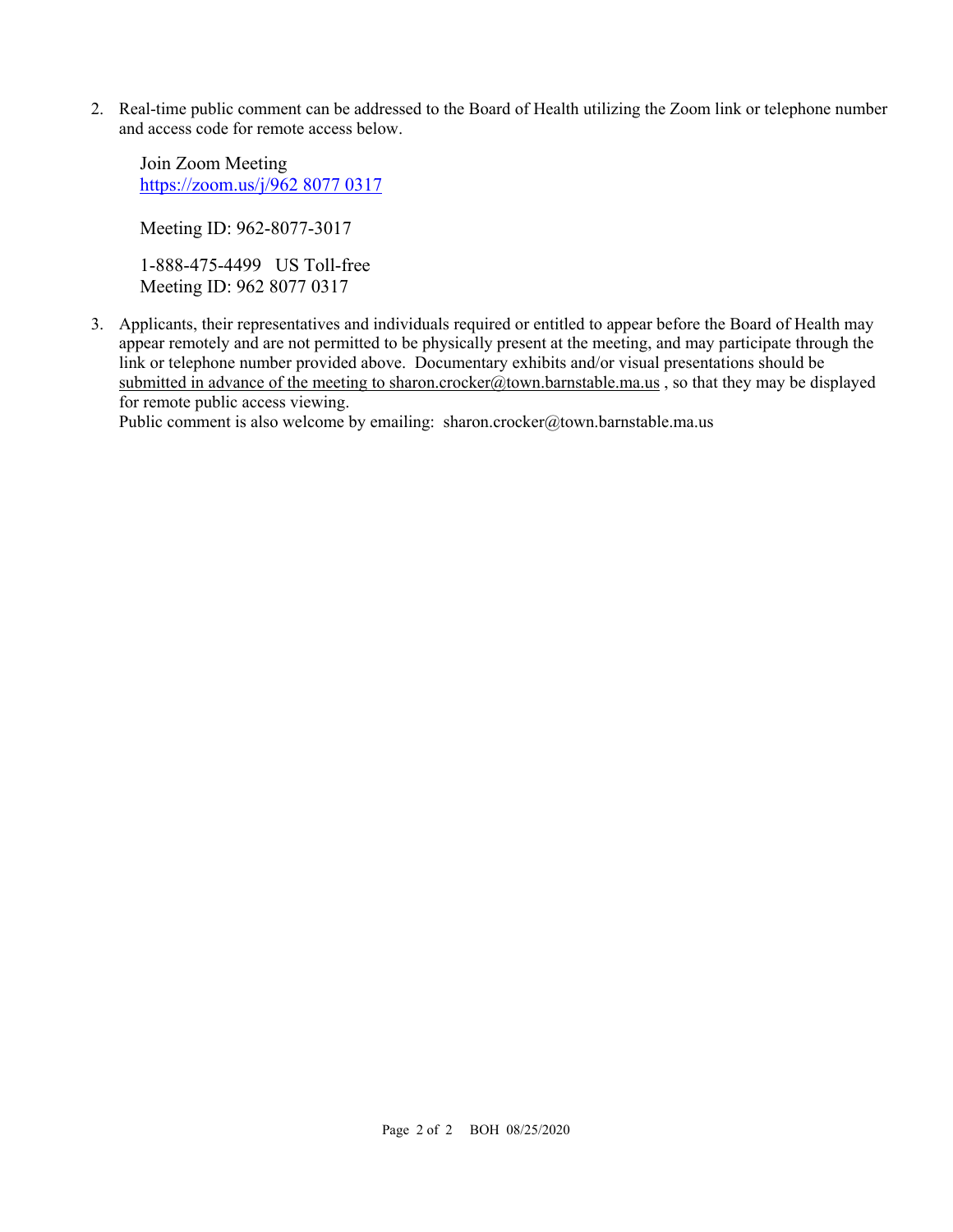2. Real-time public comment can be addressed to the Board of Health utilizing the Zoom link or telephone number and access code for remote access below.

   Join Zoom Meeting
   https://zoom.us/j/962 8077 0317

   Meeting ID: 962-8077-3017

   1-888-475-4499 US Toll-free
   Meeting ID: 962 8077 0317

3. Applicants, their representatives and individuals required or entitled to appear before the Board of Health may appear remotely and are not permitted to be physically present at the meeting, and may participate through the link or telephone number provided above. Documentary exhibits and/or visual presentations should be submitted in advance of the meeting to sharon.crocker@town.barnstable.ma.us , so that they may be displayed for remote public access viewing.
   Public comment is also welcome by emailing: sharon.crocker@town.barnstable.ma.us